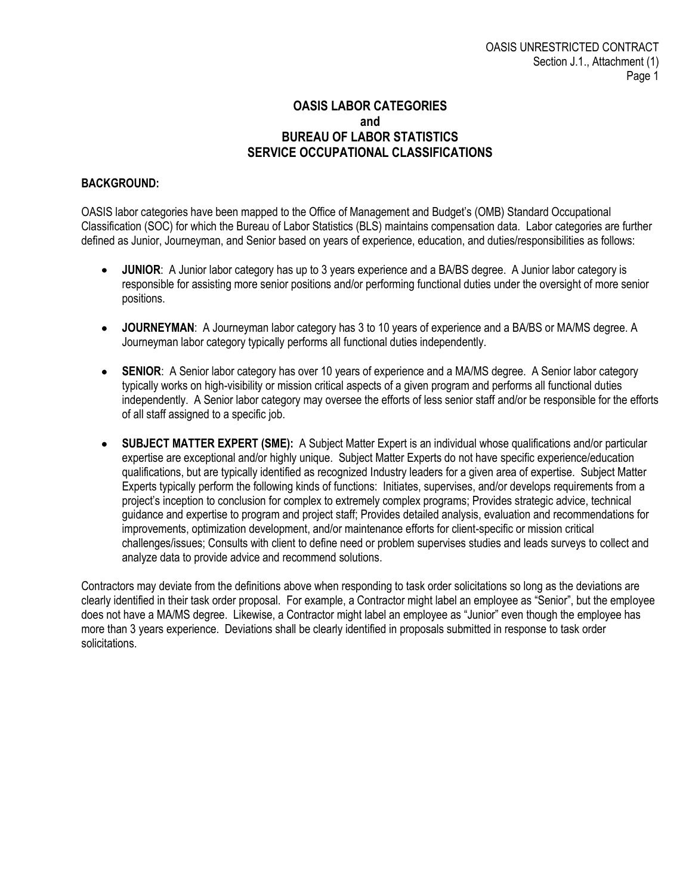# OASIS LABOR CATEGORIES
# and
# BUREAU OF LABOR STATISTICS
# SERVICE OCCUPATIONAL CLASSIFICATIONS

## BACKGROUND:

OASIS labor categories have been mapped to the Office of Management and Budget's (OMB) Standard Occupational Classification (SOC) for which the Bureau of Labor Statistics (BLS) maintains compensation data. Labor categories are further defined as Junior, Journeyman, and Senior based on years of experience, education, and duties/responsibilities as follows:

- **JUNIOR**: A Junior labor category has up to 3 years experience and a BA/BS degree. A Junior labor category is responsible for assisting more senior positions and/or performing functional duties under the oversight of more senior positions.

- **JOURNEYMAN**: A Journeyman labor category has 3 to 10 years of experience and a BA/BS or MA/MS degree. A Journeyman labor category typically performs all functional duties independently.

- **SENIOR**: A Senior labor category has over 10 years of experience and a MA/MS degree. A Senior labor category typically works on high-visibility or mission critical aspects of a given program and performs all functional duties independently. A Senior labor category may oversee the efforts of less senior staff and/or be responsible for the efforts of all staff assigned to a specific job.

- **SUBJECT MATTER EXPERT (SME):** A Subject Matter Expert is an individual whose qualifications and/or particular expertise are exceptional and/or highly unique. Subject Matter Experts do not have specific experience/education qualifications, but are typically identified as recognized Industry leaders for a given area of expertise. Subject Matter Experts typically perform the following kinds of functions: Initiates, supervises, and/or develops requirements from a project's inception to conclusion for complex to extremely complex programs; Provides strategic advice, technical guidance and expertise to program and project staff; Provides detailed analysis, evaluation and recommendations for improvements, optimization development, and/or maintenance efforts for client-specific or mission critical challenges/issues; Consults with client to define need or problem supervises studies and leads surveys to collect and analyze data to provide advice and recommend solutions.

Contractors may deviate from the definitions above when responding to task order solicitations so long as the deviations are clearly identified in their task order proposal. For example, a Contractor might label an employee as "Senior", but the employee does not have a MA/MS degree. Likewise, a Contractor might label an employee as "Junior" even though the employee has more than 3 years experience. Deviations shall be clearly identified in proposals submitted in response to task order solicitations.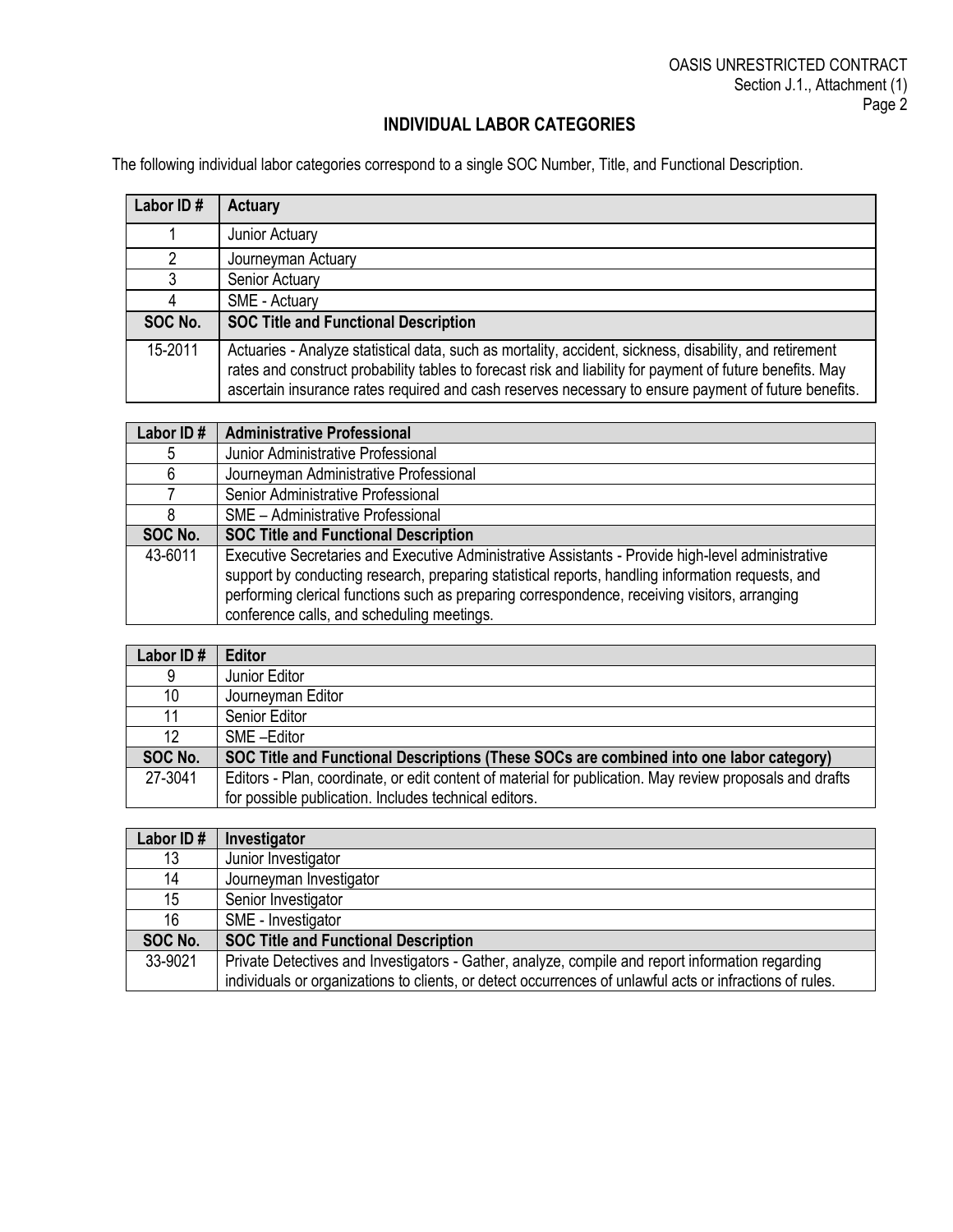## INDIVIDUAL LABOR CATEGORIES

The following individual labor categories correspond to a single SOC Number, Title, and Functional Description.

| Labor ID # | Actuary |
|---|---|
| 1 | Junior Actuary |
| 2 | Journeyman Actuary |
| 3 | Senior Actuary |
| 4 | SME - Actuary |
| **SOC No.** | **SOC Title and Functional Description** |
| 15-2011 | Actuaries - Analyze statistical data, such as mortality, accident, sickness, disability, and retirement rates and construct probability tables to forecast risk and liability for payment of future benefits. May ascertain insurance rates required and cash reserves necessary to ensure payment of future benefits. |

| Labor ID # | Administrative Professional |
|---|---|
| 5 | Junior Administrative Professional |
| 6 | Journeyman Administrative Professional |
| 7 | Senior Administrative Professional |
| 8 | SME – Administrative Professional |
| **SOC No.** | **SOC Title and Functional Description** |
| 43-6011 | Executive Secretaries and Executive Administrative Assistants - Provide high-level administrative support by conducting research, preparing statistical reports, handling information requests, and performing clerical functions such as preparing correspondence, receiving visitors, arranging conference calls, and scheduling meetings. |

| Labor ID # | Editor |
|---|---|
| 9 | Junior Editor |
| 10 | Journeyman Editor |
| 11 | Senior Editor |
| 12 | SME –Editor |
| **SOC No.** | **SOC Title and Functional Descriptions (These SOCs are combined into one labor category)** |
| 27-3041 | Editors - Plan, coordinate, or edit content of material for publication. May review proposals and drafts for possible publication. Includes technical editors. |

| Labor ID # | Investigator |
|---|---|
| 13 | Junior Investigator |
| 14 | Journeyman Investigator |
| 15 | Senior Investigator |
| 16 | SME - Investigator |
| **SOC No.** | **SOC Title and Functional Description** |
| 33-9021 | Private Detectives and Investigators - Gather, analyze, compile and report information regarding individuals or organizations to clients, or detect occurrences of unlawful acts or infractions of rules. |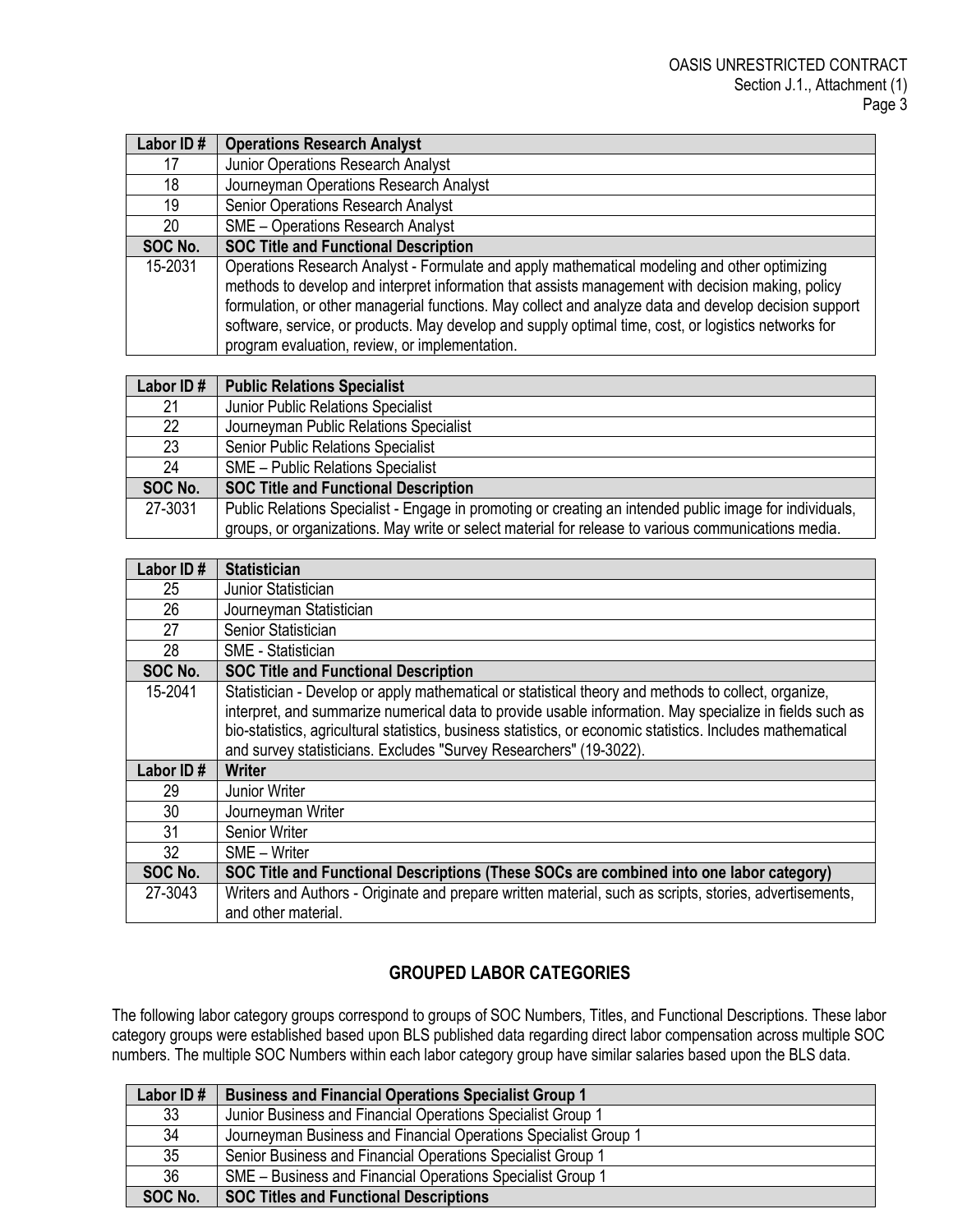| Labor ID # | Operations Research Analyst |
|---|---|
| 17 | Junior Operations Research Analyst |
| 18 | Journeyman Operations Research Analyst |
| 19 | Senior Operations Research Analyst |
| 20 | SME – Operations Research Analyst |
| **SOC No.** | **SOC Title and Functional Description** |
| 15-2031 | Operations Research Analyst - Formulate and apply mathematical modeling and other optimizing methods to develop and interpret information that assists management with decision making, policy formulation, or other managerial functions. May collect and analyze data and develop decision support software, service, or products. May develop and supply optimal time, cost, or logistics networks for program evaluation, review, or implementation. |

| Labor ID # | Public Relations Specialist |
|---|---|
| 21 | Junior Public Relations Specialist |
| 22 | Journeyman Public Relations Specialist |
| 23 | Senior Public Relations Specialist |
| 24 | SME – Public Relations Specialist |
| **SOC No.** | **SOC Title and Functional Description** |
| 27-3031 | Public Relations Specialist - Engage in promoting or creating an intended public image for individuals, groups, or organizations. May write or select material for release to various communications media. |

| Labor ID # | Statistician |
|---|---|
| 25 | Junior Statistician |
| 26 | Journeyman Statistician |
| 27 | Senior Statistician |
| 28 | SME - Statistician |
| **SOC No.** | **SOC Title and Functional Description** |
| 15-2041 | Statistician - Develop or apply mathematical or statistical theory and methods to collect, organize, interpret, and summarize numerical data to provide usable information. May specialize in fields such as bio-statistics, agricultural statistics, business statistics, or economic statistics. Includes mathematical and survey statisticians. Excludes "Survey Researchers" (19-3022). |
| **Labor ID #** | **Writer** |
| 29 | Junior Writer |
| 30 | Journeyman Writer |
| 31 | Senior Writer |
| 32 | SME – Writer |
| **SOC No.** | **SOC Title and Functional Descriptions (These SOCs are combined into one labor category)** |
| 27-3043 | Writers and Authors - Originate and prepare written material, such as scripts, stories, advertisements, and other material. |

## GROUPED LABOR CATEGORIES

The following labor category groups correspond to groups of SOC Numbers, Titles, and Functional Descriptions. These labor category groups were established based upon BLS published data regarding direct labor compensation across multiple SOC numbers. The multiple SOC Numbers within each labor category group have similar salaries based upon the BLS data.

| Labor ID # | Business and Financial Operations Specialist Group 1 |
|---|---|
| 33 | Junior Business and Financial Operations Specialist Group 1 |
| 34 | Journeyman Business and Financial Operations Specialist Group 1 |
| 35 | Senior Business and Financial Operations Specialist Group 1 |
| 36 | SME – Business and Financial Operations Specialist Group 1 |
| **SOC No.** | **SOC Titles and Functional Descriptions** |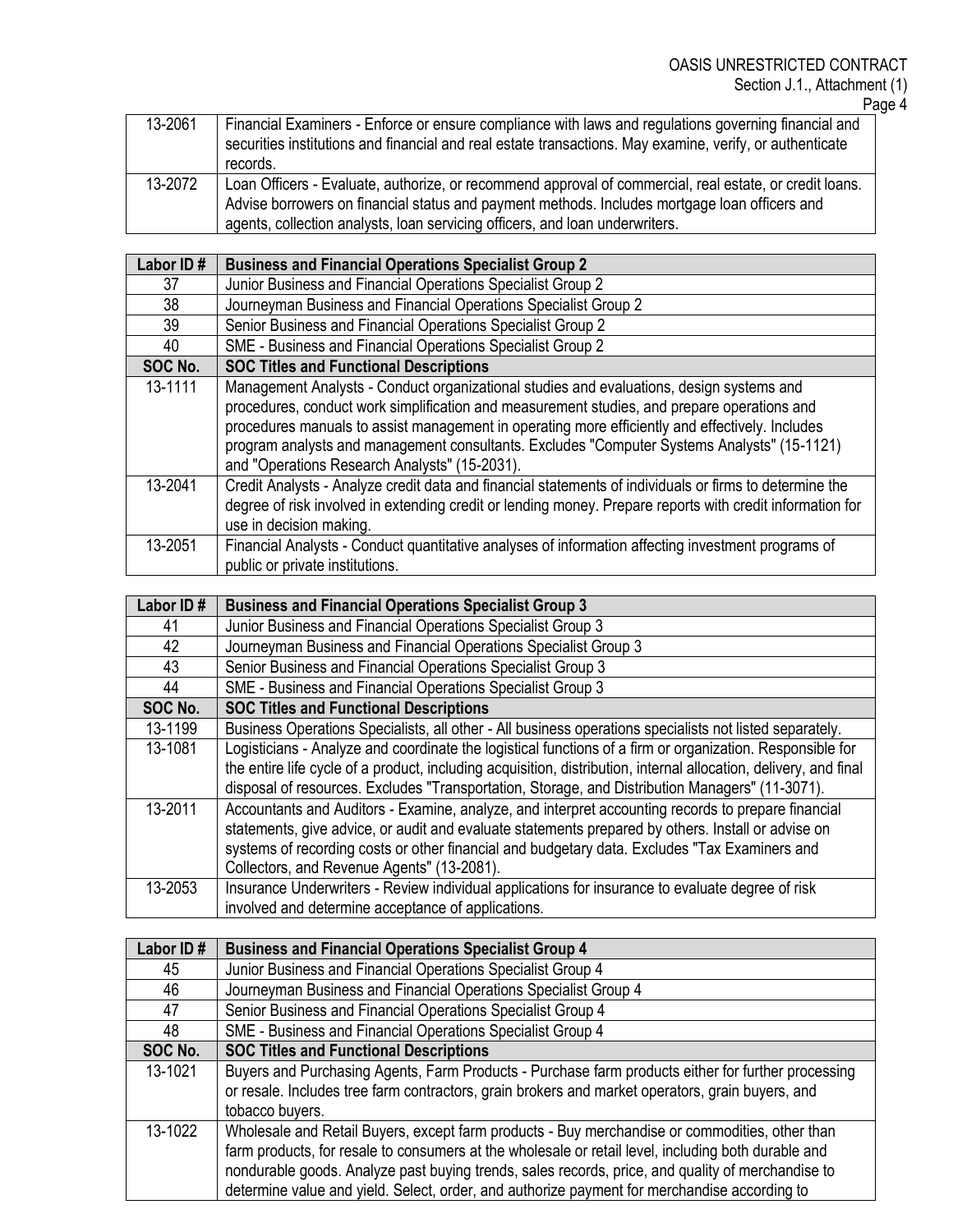| | |
|---|---|
| 13-2061 | Financial Examiners - Enforce or ensure compliance with laws and regulations governing financial and securities institutions and financial and real estate transactions. May examine, verify, or authenticate records. |
| 13-2072 | Loan Officers - Evaluate, authorize, or recommend approval of commercial, real estate, or credit loans. Advise borrowers on financial status and payment methods. Includes mortgage loan officers and agents, collection analysts, loan servicing officers, and loan underwriters. |

| Labor ID # | Business and Financial Operations Specialist Group 2 |
|---|---|
| 37 | Junior Business and Financial Operations Specialist Group 2 |
| 38 | Journeyman Business and Financial Operations Specialist Group 2 |
| 39 | Senior Business and Financial Operations Specialist Group 2 |
| 40 | SME - Business and Financial Operations Specialist Group 2 |
| **SOC No.** | **SOC Titles and Functional Descriptions** |
| 13-1111 | Management Analysts - Conduct organizational studies and evaluations, design systems and procedures, conduct work simplification and measurement studies, and prepare operations and procedures manuals to assist management in operating more efficiently and effectively. Includes program analysts and management consultants. Excludes "Computer Systems Analysts" (15-1121) and "Operations Research Analysts" (15-2031). |
| 13-2041 | Credit Analysts - Analyze credit data and financial statements of individuals or firms to determine the degree of risk involved in extending credit or lending money. Prepare reports with credit information for use in decision making. |
| 13-2051 | Financial Analysts - Conduct quantitative analyses of information affecting investment programs of public or private institutions. |

| Labor ID # | Business and Financial Operations Specialist Group 3 |
|---|---|
| 41 | Junior Business and Financial Operations Specialist Group 3 |
| 42 | Journeyman Business and Financial Operations Specialist Group 3 |
| 43 | Senior Business and Financial Operations Specialist Group 3 |
| 44 | SME - Business and Financial Operations Specialist Group 3 |
| **SOC No.** | **SOC Titles and Functional Descriptions** |
| 13-1199 | Business Operations Specialists, all other - All business operations specialists not listed separately. |
| 13-1081 | Logisticians - Analyze and coordinate the logistical functions of a firm or organization. Responsible for the entire life cycle of a product, including acquisition, distribution, internal allocation, delivery, and final disposal of resources. Excludes "Transportation, Storage, and Distribution Managers" (11-3071). |
| 13-2011 | Accountants and Auditors - Examine, analyze, and interpret accounting records to prepare financial statements, give advice, or audit and evaluate statements prepared by others. Install or advise on systems of recording costs or other financial and budgetary data. Excludes "Tax Examiners and Collectors, and Revenue Agents" (13-2081). |
| 13-2053 | Insurance Underwriters - Review individual applications for insurance to evaluate degree of risk involved and determine acceptance of applications. |

| Labor ID # | Business and Financial Operations Specialist Group 4 |
|---|---|
| 45 | Junior Business and Financial Operations Specialist Group 4 |
| 46 | Journeyman Business and Financial Operations Specialist Group 4 |
| 47 | Senior Business and Financial Operations Specialist Group 4 |
| 48 | SME - Business and Financial Operations Specialist Group 4 |
| **SOC No.** | **SOC Titles and Functional Descriptions** |
| 13-1021 | Buyers and Purchasing Agents, Farm Products - Purchase farm products either for further processing or resale. Includes tree farm contractors, grain brokers and market operators, grain buyers, and tobacco buyers. |
| 13-1022 | Wholesale and Retail Buyers, except farm products - Buy merchandise or commodities, other than farm products, for resale to consumers at the wholesale or retail level, including both durable and nondurable goods. Analyze past buying trends, sales records, price, and quality of merchandise to determine value and yield. Select, order, and authorize payment for merchandise according to |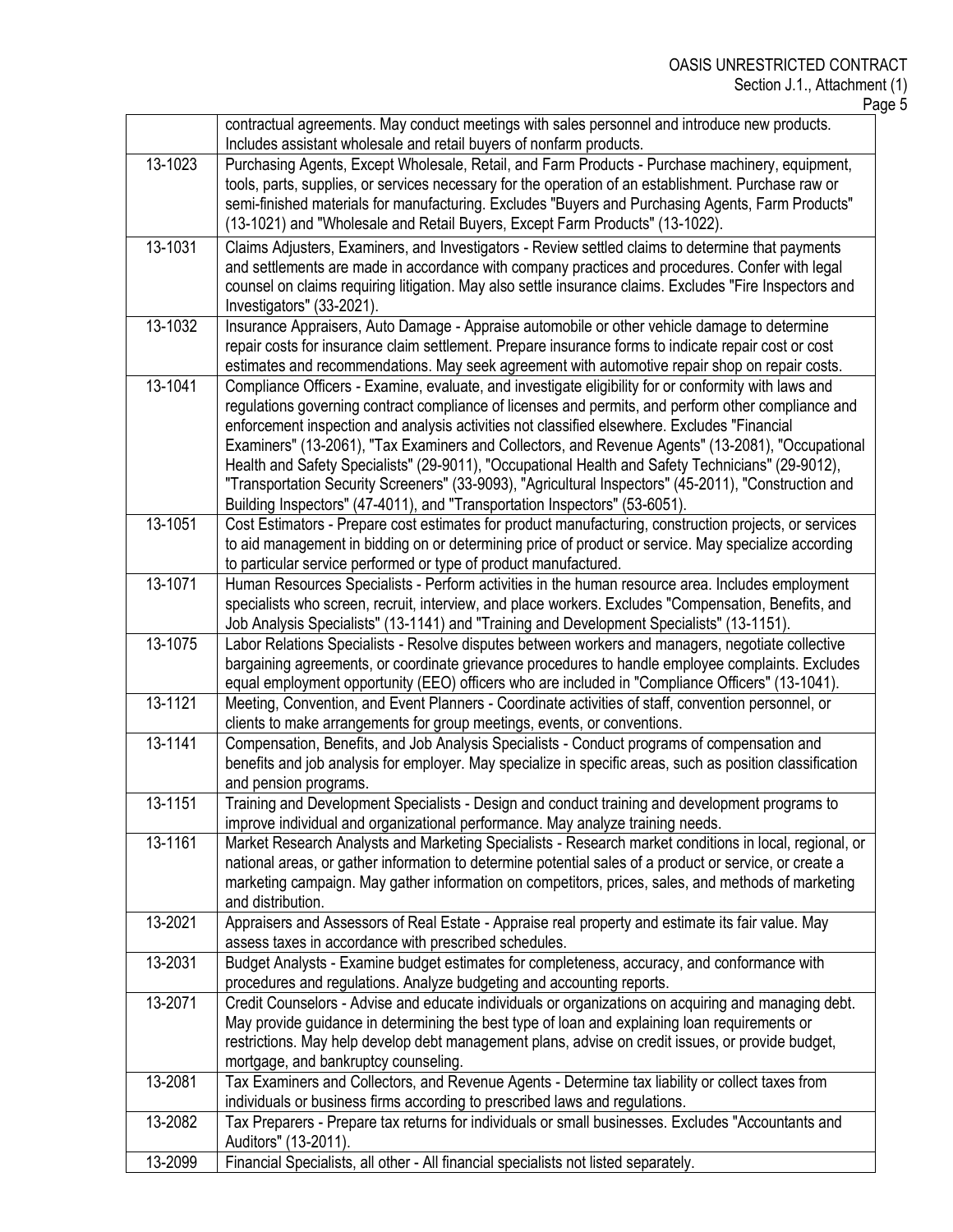| | |
|---|---|
| | contractual agreements. May conduct meetings with sales personnel and introduce new products. Includes assistant wholesale and retail buyers of nonfarm products. |
| 13-1023 | Purchasing Agents, Except Wholesale, Retail, and Farm Products - Purchase machinery, equipment, tools, parts, supplies, or services necessary for the operation of an establishment. Purchase raw or semi-finished materials for manufacturing. Excludes "Buyers and Purchasing Agents, Farm Products" (13-1021) and "Wholesale and Retail Buyers, Except Farm Products" (13-1022). |
| 13-1031 | Claims Adjusters, Examiners, and Investigators - Review settled claims to determine that payments and settlements are made in accordance with company practices and procedures. Confer with legal counsel on claims requiring litigation. May also settle insurance claims. Excludes "Fire Inspectors and Investigators" (33-2021). |
| 13-1032 | Insurance Appraisers, Auto Damage - Appraise automobile or other vehicle damage to determine repair costs for insurance claim settlement. Prepare insurance forms to indicate repair cost or cost estimates and recommendations. May seek agreement with automotive repair shop on repair costs. |
| 13-1041 | Compliance Officers - Examine, evaluate, and investigate eligibility for or conformity with laws and regulations governing contract compliance of licenses and permits, and perform other compliance and enforcement inspection and analysis activities not classified elsewhere. Excludes "Financial Examiners" (13-2061), "Tax Examiners and Collectors, and Revenue Agents" (13-2081), "Occupational Health and Safety Specialists" (29-9011), "Occupational Health and Safety Technicians" (29-9012), "Transportation Security Screeners" (33-9093), "Agricultural Inspectors" (45-2011), "Construction and Building Inspectors" (47-4011), and "Transportation Inspectors" (53-6051). |
| 13-1051 | Cost Estimators - Prepare cost estimates for product manufacturing, construction projects, or services to aid management in bidding on or determining price of product or service. May specialize according to particular service performed or type of product manufactured. |
| 13-1071 | Human Resources Specialists - Perform activities in the human resource area. Includes employment specialists who screen, recruit, interview, and place workers. Excludes "Compensation, Benefits, and Job Analysis Specialists" (13-1141) and "Training and Development Specialists" (13-1151). |
| 13-1075 | Labor Relations Specialists - Resolve disputes between workers and managers, negotiate collective bargaining agreements, or coordinate grievance procedures to handle employee complaints. Excludes equal employment opportunity (EEO) officers who are included in "Compliance Officers" (13-1041). |
| 13-1121 | Meeting, Convention, and Event Planners - Coordinate activities of staff, convention personnel, or clients to make arrangements for group meetings, events, or conventions. |
| 13-1141 | Compensation, Benefits, and Job Analysis Specialists - Conduct programs of compensation and benefits and job analysis for employer. May specialize in specific areas, such as position classification and pension programs. |
| 13-1151 | Training and Development Specialists - Design and conduct training and development programs to improve individual and organizational performance. May analyze training needs. |
| 13-1161 | Market Research Analysts and Marketing Specialists - Research market conditions in local, regional, or national areas, or gather information to determine potential sales of a product or service, or create a marketing campaign. May gather information on competitors, prices, sales, and methods of marketing and distribution. |
| 13-2021 | Appraisers and Assessors of Real Estate - Appraise real property and estimate its fair value. May assess taxes in accordance with prescribed schedules. |
| 13-2031 | Budget Analysts - Examine budget estimates for completeness, accuracy, and conformance with procedures and regulations. Analyze budgeting and accounting reports. |
| 13-2071 | Credit Counselors - Advise and educate individuals or organizations on acquiring and managing debt. May provide guidance in determining the best type of loan and explaining loan requirements or restrictions. May help develop debt management plans, advise on credit issues, or provide budget, mortgage, and bankruptcy counseling. |
| 13-2081 | Tax Examiners and Collectors, and Revenue Agents - Determine tax liability or collect taxes from individuals or business firms according to prescribed laws and regulations. |
| 13-2082 | Tax Preparers - Prepare tax returns for individuals or small businesses. Excludes "Accountants and Auditors" (13-2011). |
| 13-2099 | Financial Specialists, all other - All financial specialists not listed separately. |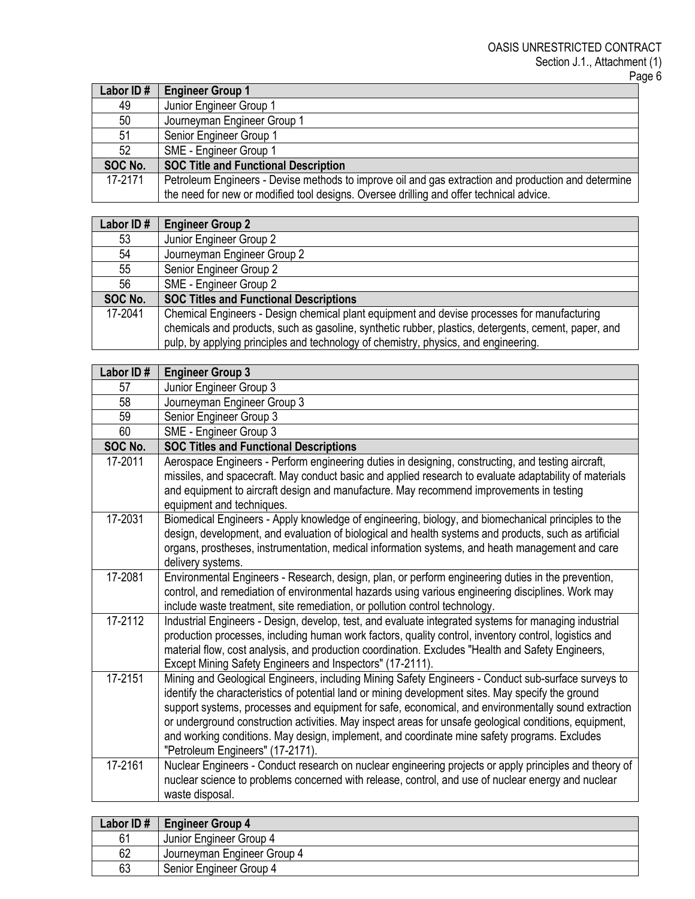| Labor ID # | Engineer Group 1 |
|---|---|
| 49 | Junior Engineer Group 1 |
| 50 | Journeyman Engineer Group 1 |
| 51 | Senior Engineer Group 1 |
| 52 | SME - Engineer Group 1 |
| **SOC No.** | **SOC Title and Functional Description** |
| 17-2171 | Petroleum Engineers - Devise methods to improve oil and gas extraction and production and determine the need for new or modified tool designs. Oversee drilling and offer technical advice. |

| Labor ID # | Engineer Group 2 |
|---|---|
| 53 | Junior Engineer Group 2 |
| 54 | Journeyman Engineer Group 2 |
| 55 | Senior Engineer Group 2 |
| 56 | SME - Engineer Group 2 |
| **SOC No.** | **SOC Titles and Functional Descriptions** |
| 17-2041 | Chemical Engineers - Design chemical plant equipment and devise processes for manufacturing chemicals and products, such as gasoline, synthetic rubber, plastics, detergents, cement, paper, and pulp, by applying principles and technology of chemistry, physics, and engineering. |

| Labor ID # | Engineer Group 3 |
|---|---|
| 57 | Junior Engineer Group 3 |
| 58 | Journeyman Engineer Group 3 |
| 59 | Senior Engineer Group 3 |
| 60 | SME - Engineer Group 3 |
| **SOC No.** | **SOC Titles and Functional Descriptions** |
| 17-2011 | Aerospace Engineers - Perform engineering duties in designing, constructing, and testing aircraft, missiles, and spacecraft. May conduct basic and applied research to evaluate adaptability of materials and equipment to aircraft design and manufacture. May recommend improvements in testing equipment and techniques. |
| 17-2031 | Biomedical Engineers - Apply knowledge of engineering, biology, and biomechanical principles to the design, development, and evaluation of biological and health systems and products, such as artificial organs, prostheses, instrumentation, medical information systems, and heath management and care delivery systems. |
| 17-2081 | Environmental Engineers - Research, design, plan, or perform engineering duties in the prevention, control, and remediation of environmental hazards using various engineering disciplines. Work may include waste treatment, site remediation, or pollution control technology. |
| 17-2112 | Industrial Engineers - Design, develop, test, and evaluate integrated systems for managing industrial production processes, including human work factors, quality control, inventory control, logistics and material flow, cost analysis, and production coordination. Excludes "Health and Safety Engineers, Except Mining Safety Engineers and Inspectors" (17-2111). |
| 17-2151 | Mining and Geological Engineers, including Mining Safety Engineers - Conduct sub-surface surveys to identify the characteristics of potential land or mining development sites. May specify the ground support systems, processes and equipment for safe, economical, and environmentally sound extraction or underground construction activities. May inspect areas for unsafe geological conditions, equipment, and working conditions. May design, implement, and coordinate mine safety programs. Excludes "Petroleum Engineers" (17-2171). |
| 17-2161 | Nuclear Engineers - Conduct research on nuclear engineering projects or apply principles and theory of nuclear science to problems concerned with release, control, and use of nuclear energy and nuclear waste disposal. |

| Labor ID # | Engineer Group 4 |
|---|---|
| 61 | Junior Engineer Group 4 |
| 62 | Journeyman Engineer Group 4 |
| 63 | Senior Engineer Group 4 |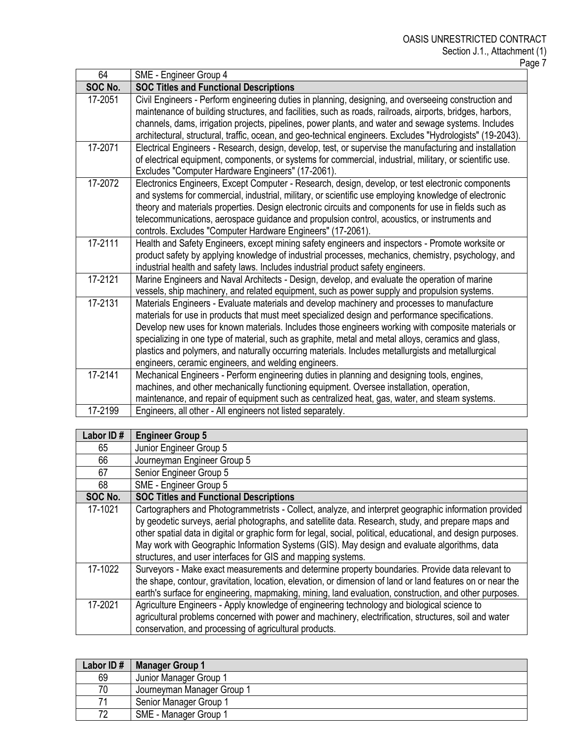| 64 | SME - Engineer Group 4 |
|---|---|
| **SOC No.** | **SOC Titles and Functional Descriptions** |
| 17-2051 | Civil Engineers - Perform engineering duties in planning, designing, and overseeing construction and maintenance of building structures, and facilities, such as roads, railroads, airports, bridges, harbors, channels, dams, irrigation projects, pipelines, power plants, and water and sewage systems. Includes architectural, structural, traffic, ocean, and geo-technical engineers. Excludes "Hydrologists" (19-2043). |
| 17-2071 | Electrical Engineers - Research, design, develop, test, or supervise the manufacturing and installation of electrical equipment, components, or systems for commercial, industrial, military, or scientific use. Excludes "Computer Hardware Engineers" (17-2061). |
| 17-2072 | Electronics Engineers, Except Computer - Research, design, develop, or test electronic components and systems for commercial, industrial, military, or scientific use employing knowledge of electronic theory and materials properties. Design electronic circuits and components for use in fields such as telecommunications, aerospace guidance and propulsion control, acoustics, or instruments and controls. Excludes "Computer Hardware Engineers" (17-2061). |
| 17-2111 | Health and Safety Engineers, except mining safety engineers and inspectors - Promote worksite or product safety by applying knowledge of industrial processes, mechanics, chemistry, psychology, and industrial health and safety laws. Includes industrial product safety engineers. |
| 17-2121 | Marine Engineers and Naval Architects - Design, develop, and evaluate the operation of marine vessels, ship machinery, and related equipment, such as power supply and propulsion systems. |
| 17-2131 | Materials Engineers - Evaluate materials and develop machinery and processes to manufacture materials for use in products that must meet specialized design and performance specifications. Develop new uses for known materials. Includes those engineers working with composite materials or specializing in one type of material, such as graphite, metal and metal alloys, ceramics and glass, plastics and polymers, and naturally occurring materials. Includes metallurgists and metallurgical engineers, ceramic engineers, and welding engineers. |
| 17-2141 | Mechanical Engineers - Perform engineering duties in planning and designing tools, engines, machines, and other mechanically functioning equipment. Oversee installation, operation, maintenance, and repair of equipment such as centralized heat, gas, water, and steam systems. |
| 17-2199 | Engineers, all other - All engineers not listed separately. |

| Labor ID # | Engineer Group 5 |
|---|---|
| 65 | Junior Engineer Group 5 |
| 66 | Journeyman Engineer Group 5 |
| 67 | Senior Engineer Group 5 |
| 68 | SME - Engineer Group 5 |
| **SOC No.** | **SOC Titles and Functional Descriptions** |
| 17-1021 | Cartographers and Photogrammetrists - Collect, analyze, and interpret geographic information provided by geodetic surveys, aerial photographs, and satellite data. Research, study, and prepare maps and other spatial data in digital or graphic form for legal, social, political, educational, and design purposes. May work with Geographic Information Systems (GIS). May design and evaluate algorithms, data structures, and user interfaces for GIS and mapping systems. |
| 17-1022 | Surveyors - Make exact measurements and determine property boundaries. Provide data relevant to the shape, contour, gravitation, location, elevation, or dimension of land or land features on or near the earth's surface for engineering, mapmaking, mining, land evaluation, construction, and other purposes. |
| 17-2021 | Agriculture Engineers - Apply knowledge of engineering technology and biological science to agricultural problems concerned with power and machinery, electrification, structures, soil and water conservation, and processing of agricultural products. |

| Labor ID # | Manager Group 1 |
|---|---|
| 69 | Junior Manager Group 1 |
| 70 | Journeyman Manager Group 1 |
| 71 | Senior Manager Group 1 |
| 72 | SME - Manager Group 1 |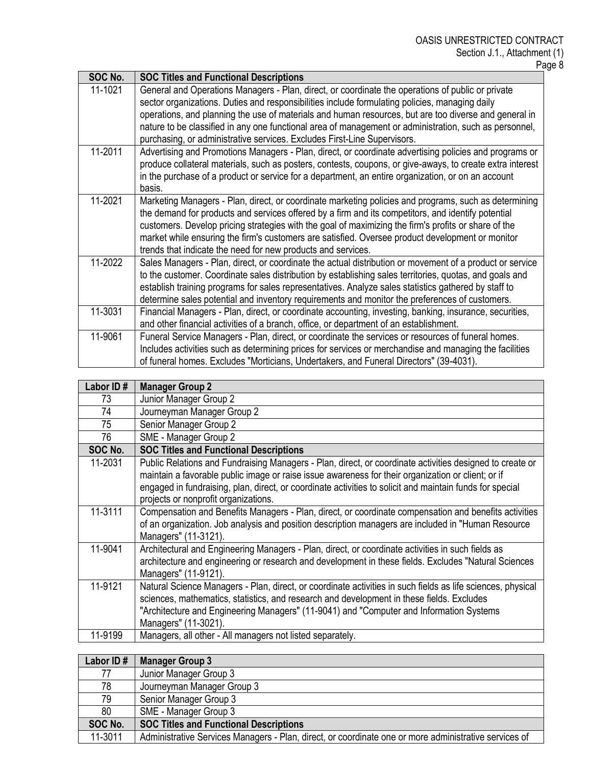| SOC No. | SOC Titles and Functional Descriptions |
|---|---|
| 11-1021 | General and Operations Managers - Plan, direct, or coordinate the operations of public or private sector organizations. Duties and responsibilities include formulating policies, managing daily operations, and planning the use of materials and human resources, but are too diverse and general in nature to be classified in any one functional area of management or administration, such as personnel, purchasing, or administrative services. Excludes First-Line Supervisors. |
| 11-2011 | Advertising and Promotions Managers - Plan, direct, or coordinate advertising policies and programs or produce collateral materials, such as posters, contests, coupons, or give-aways, to create extra interest in the purchase of a product or service for a department, an entire organization, or on an account basis. |
| 11-2021 | Marketing Managers - Plan, direct, or coordinate marketing policies and programs, such as determining the demand for products and services offered by a firm and its competitors, and identify potential customers. Develop pricing strategies with the goal of maximizing the firm's profits or share of the market while ensuring the firm's customers are satisfied. Oversee product development or monitor trends that indicate the need for new products and services. |
| 11-2022 | Sales Managers - Plan, direct, or coordinate the actual distribution or movement of a product or service to the customer. Coordinate sales distribution by establishing sales territories, quotas, and goals and establish training programs for sales representatives. Analyze sales statistics gathered by staff to determine sales potential and inventory requirements and monitor the preferences of customers. |
| 11-3031 | Financial Managers - Plan, direct, or coordinate accounting, investing, banking, insurance, securities, and other financial activities of a branch, office, or department of an establishment. |
| 11-9061 | Funeral Service Managers - Plan, direct, or coordinate the services or resources of funeral homes. Includes activities such as determining prices for services or merchandise and managing the facilities of funeral homes. Excludes "Morticians, Undertakers, and Funeral Directors" (39-4031). |

| Labor ID # | Manager Group 2 |
|---|---|
| 73 | Junior Manager Group 2 |
| 74 | Journeyman Manager Group 2 |
| 75 | Senior Manager Group 2 |
| 76 | SME - Manager Group 2 |
| **SOC No.** | **SOC Titles and Functional Descriptions** |
| 11-2031 | Public Relations and Fundraising Managers - Plan, direct, or coordinate activities designed to create or maintain a favorable public image or raise issue awareness for their organization or client; or if engaged in fundraising, plan, direct, or coordinate activities to solicit and maintain funds for special projects or nonprofit organizations. |
| 11-3111 | Compensation and Benefits Managers - Plan, direct, or coordinate compensation and benefits activities of an organization. Job analysis and position description managers are included in "Human Resource Managers" (11-3121). |
| 11-9041 | Architectural and Engineering Managers - Plan, direct, or coordinate activities in such fields as architecture and engineering or research and development in these fields. Excludes "Natural Sciences Managers" (11-9121). |
| 11-9121 | Natural Science Managers - Plan, direct, or coordinate activities in such fields as life sciences, physical sciences, mathematics, statistics, and research and development in these fields. Excludes "Architecture and Engineering Managers" (11-9041) and "Computer and Information Systems Managers" (11-3021). |
| 11-9199 | Managers, all other - All managers not listed separately. |

| Labor ID # | Manager Group 3 |
|---|---|
| 77 | Junior Manager Group 3 |
| 78 | Journeyman Manager Group 3 |
| 79 | Senior Manager Group 3 |
| 80 | SME - Manager Group 3 |
| **SOC No.** | **SOC Titles and Functional Descriptions** |
| 11-3011 | Administrative Services Managers - Plan, direct, or coordinate one or more administrative services of |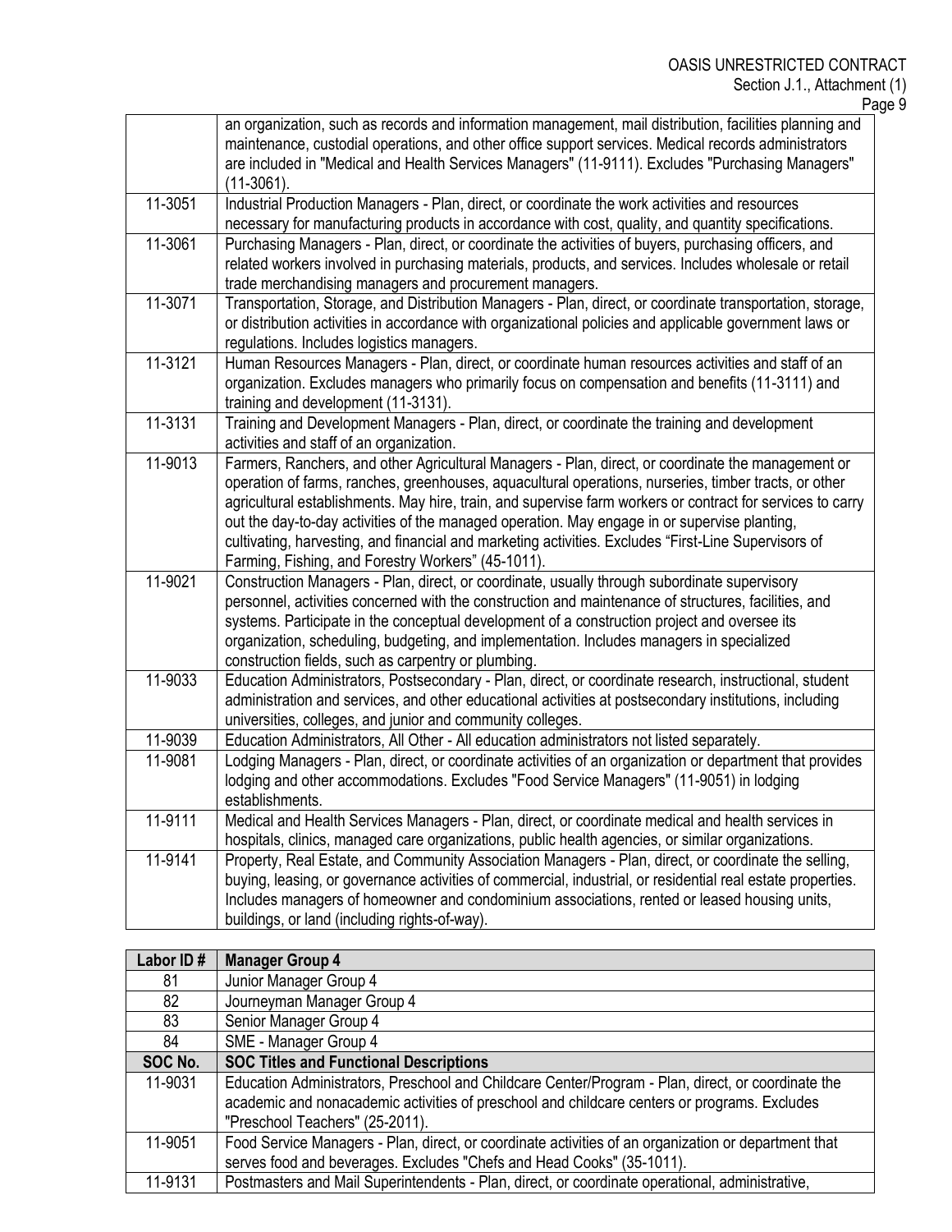| | |
|---|---|
| | an organization, such as records and information management, mail distribution, facilities planning and maintenance, custodial operations, and other office support services. Medical records administrators are included in "Medical and Health Services Managers" (11-9111). Excludes "Purchasing Managers" (11-3061). |
| 11-3051 | Industrial Production Managers - Plan, direct, or coordinate the work activities and resources necessary for manufacturing products in accordance with cost, quality, and quantity specifications. |
| 11-3061 | Purchasing Managers - Plan, direct, or coordinate the activities of buyers, purchasing officers, and related workers involved in purchasing materials, products, and services. Includes wholesale or retail trade merchandising managers and procurement managers. |
| 11-3071 | Transportation, Storage, and Distribution Managers - Plan, direct, or coordinate transportation, storage, or distribution activities in accordance with organizational policies and applicable government laws or regulations. Includes logistics managers. |
| 11-3121 | Human Resources Managers - Plan, direct, or coordinate human resources activities and staff of an organization. Excludes managers who primarily focus on compensation and benefits (11-3111) and training and development (11-3131). |
| 11-3131 | Training and Development Managers - Plan, direct, or coordinate the training and development activities and staff of an organization. |
| 11-9013 | Farmers, Ranchers, and other Agricultural Managers - Plan, direct, or coordinate the management or operation of farms, ranches, greenhouses, aquacultural operations, nurseries, timber tracts, or other agricultural establishments. May hire, train, and supervise farm workers or contract for services to carry out the day-to-day activities of the managed operation. May engage in or supervise planting, cultivating, harvesting, and financial and marketing activities. Excludes "First-Line Supervisors of Farming, Fishing, and Forestry Workers" (45-1011). |
| 11-9021 | Construction Managers - Plan, direct, or coordinate, usually through subordinate supervisory personnel, activities concerned with the construction and maintenance of structures, facilities, and systems. Participate in the conceptual development of a construction project and oversee its organization, scheduling, budgeting, and implementation. Includes managers in specialized construction fields, such as carpentry or plumbing. |
| 11-9033 | Education Administrators, Postsecondary - Plan, direct, or coordinate research, instructional, student administration and services, and other educational activities at postsecondary institutions, including universities, colleges, and junior and community colleges. |
| 11-9039 | Education Administrators, All Other - All education administrators not listed separately. |
| 11-9081 | Lodging Managers - Plan, direct, or coordinate activities of an organization or department that provides lodging and other accommodations. Excludes "Food Service Managers" (11-9051) in lodging establishments. |
| 11-9111 | Medical and Health Services Managers - Plan, direct, or coordinate medical and health services in hospitals, clinics, managed care organizations, public health agencies, or similar organizations. |
| 11-9141 | Property, Real Estate, and Community Association Managers - Plan, direct, or coordinate the selling, buying, leasing, or governance activities of commercial, industrial, or residential real estate properties. Includes managers of homeowner and condominium associations, rented or leased housing units, buildings, or land (including rights-of-way). |

| Labor ID # | Manager Group 4 |
|---|---|
| 81 | Junior Manager Group 4 |
| 82 | Journeyman Manager Group 4 |
| 83 | Senior Manager Group 4 |
| 84 | SME - Manager Group 4 |
| **SOC No.** | **SOC Titles and Functional Descriptions** |
| 11-9031 | Education Administrators, Preschool and Childcare Center/Program - Plan, direct, or coordinate the academic and nonacademic activities of preschool and childcare centers or programs. Excludes "Preschool Teachers" (25-2011). |
| 11-9051 | Food Service Managers - Plan, direct, or coordinate activities of an organization or department that serves food and beverages. Excludes "Chefs and Head Cooks" (35-1011). |
| 11-9131 | Postmasters and Mail Superintendents - Plan, direct, or coordinate operational, administrative, |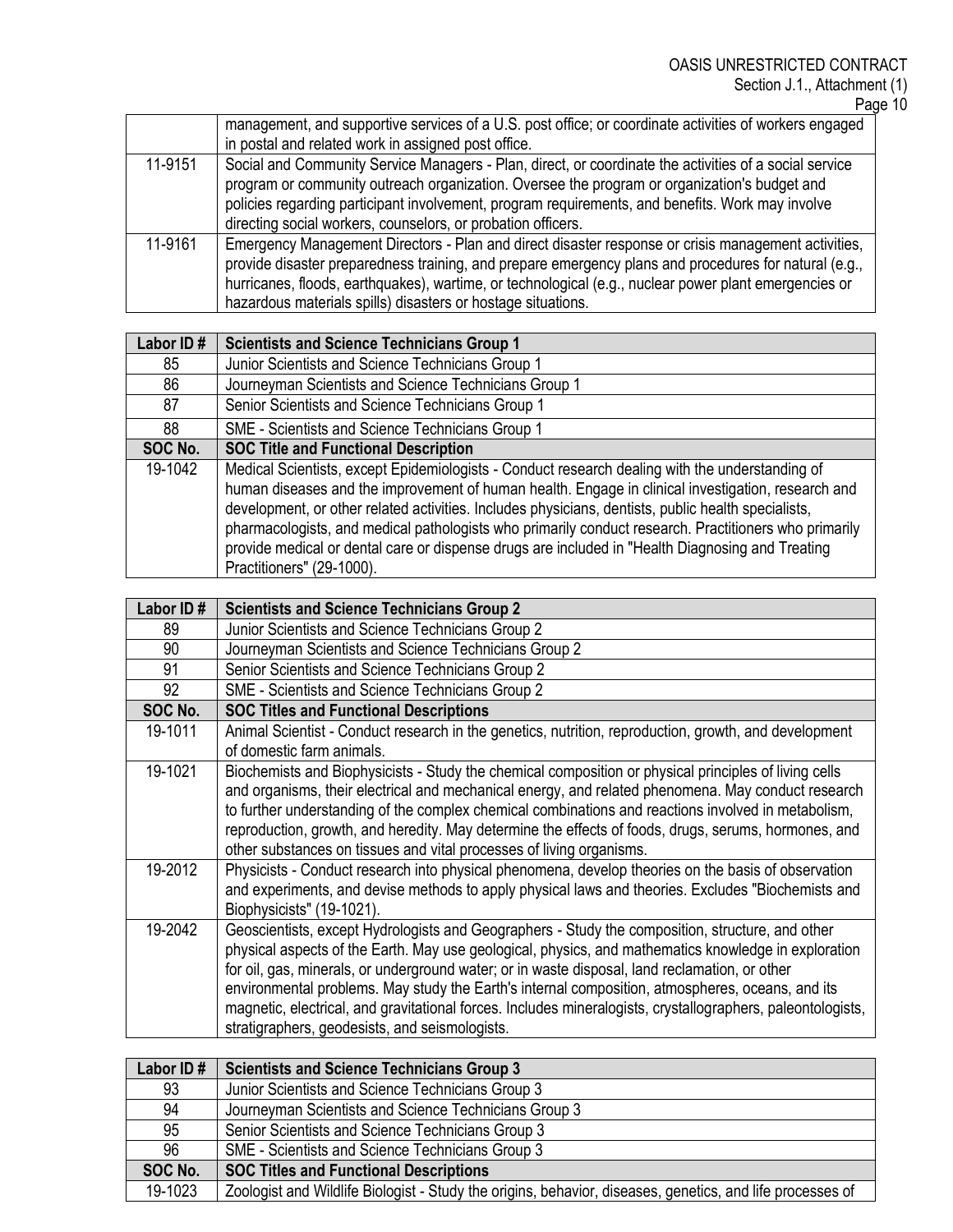| | |
|---|---|
| | management, and supportive services of a U.S. post office; or coordinate activities of workers engaged in postal and related work in assigned post office. |
| 11-9151 | Social and Community Service Managers - Plan, direct, or coordinate the activities of a social service program or community outreach organization. Oversee the program or organization's budget and policies regarding participant involvement, program requirements, and benefits. Work may involve directing social workers, counselors, or probation officers. |
| 11-9161 | Emergency Management Directors - Plan and direct disaster response or crisis management activities, provide disaster preparedness training, and prepare emergency plans and procedures for natural (e.g., hurricanes, floods, earthquakes), wartime, or technological (e.g., nuclear power plant emergencies or hazardous materials spills) disasters or hostage situations. |

| Labor ID # | Scientists and Science Technicians Group 1 |
|---|---|
| 85 | Junior Scientists and Science Technicians Group 1 |
| 86 | Journeyman Scientists and Science Technicians Group 1 |
| 87 | Senior Scientists and Science Technicians Group 1 |
| 88 | SME - Scientists and Science Technicians Group 1 |
| **SOC No.** | **SOC Title and Functional Description** |
| 19-1042 | Medical Scientists, except Epidemiologists - Conduct research dealing with the understanding of human diseases and the improvement of human health. Engage in clinical investigation, research and development, or other related activities. Includes physicians, dentists, public health specialists, pharmacologists, and medical pathologists who primarily conduct research. Practitioners who primarily provide medical or dental care or dispense drugs are included in "Health Diagnosing and Treating Practitioners" (29-1000). |

| Labor ID # | Scientists and Science Technicians Group 2 |
|---|---|
| 89 | Junior Scientists and Science Technicians Group 2 |
| 90 | Journeyman Scientists and Science Technicians Group 2 |
| 91 | Senior Scientists and Science Technicians Group 2 |
| 92 | SME - Scientists and Science Technicians Group 2 |
| **SOC No.** | **SOC Titles and Functional Descriptions** |
| 19-1011 | Animal Scientist - Conduct research in the genetics, nutrition, reproduction, growth, and development of domestic farm animals. |
| 19-1021 | Biochemists and Biophysicists - Study the chemical composition or physical principles of living cells and organisms, their electrical and mechanical energy, and related phenomena. May conduct research to further understanding of the complex chemical combinations and reactions involved in metabolism, reproduction, growth, and heredity. May determine the effects of foods, drugs, serums, hormones, and other substances on tissues and vital processes of living organisms. |
| 19-2012 | Physicists - Conduct research into physical phenomena, develop theories on the basis of observation and experiments, and devise methods to apply physical laws and theories. Excludes "Biochemists and Biophysicists" (19-1021). |
| 19-2042 | Geoscientists, except Hydrologists and Geographers - Study the composition, structure, and other physical aspects of the Earth. May use geological, physics, and mathematics knowledge in exploration for oil, gas, minerals, or underground water; or in waste disposal, land reclamation, or other environmental problems. May study the Earth's internal composition, atmospheres, oceans, and its magnetic, electrical, and gravitational forces. Includes mineralogists, crystallographers, paleontologists, stratigraphers, geodesists, and seismologists. |

| Labor ID # | Scientists and Science Technicians Group 3 |
|---|---|
| 93 | Junior Scientists and Science Technicians Group 3 |
| 94 | Journeyman Scientists and Science Technicians Group 3 |
| 95 | Senior Scientists and Science Technicians Group 3 |
| 96 | SME - Scientists and Science Technicians Group 3 |
| **SOC No.** | **SOC Titles and Functional Descriptions** |
| 19-1023 | Zoologist and Wildlife Biologist - Study the origins, behavior, diseases, genetics, and life processes of |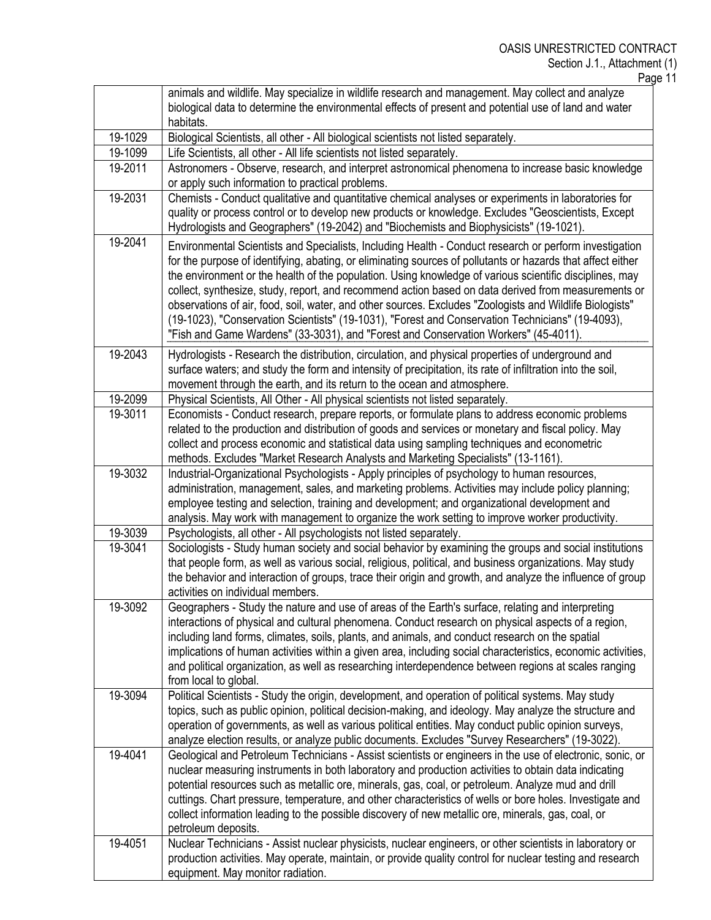| | |
|---|---|
| | animals and wildlife. May specialize in wildlife research and management. May collect and analyze biological data to determine the environmental effects of present and potential use of land and water habitats. |
| 19-1029 | Biological Scientists, all other - All biological scientists not listed separately. |
| 19-1099 | Life Scientists, all other - All life scientists not listed separately. |
| 19-2011 | Astronomers - Observe, research, and interpret astronomical phenomena to increase basic knowledge or apply such information to practical problems. |
| 19-2031 | Chemists - Conduct qualitative and quantitative chemical analyses or experiments in laboratories for quality or process control or to develop new products or knowledge. Excludes "Geoscientists, Except Hydrologists and Geographers" (19-2042) and "Biochemists and Biophysicists" (19-1021). |
| 19-2041 | Environmental Scientists and Specialists, Including Health - Conduct research or perform investigation for the purpose of identifying, abating, or eliminating sources of pollutants or hazards that affect either the environment or the health of the population. Using knowledge of various scientific disciplines, may collect, synthesize, study, report, and recommend action based on data derived from measurements or observations of air, food, soil, water, and other sources. Excludes "Zoologists and Wildlife Biologists" (19-1023), "Conservation Scientists" (19-1031), "Forest and Conservation Technicians" (19-4093), "Fish and Game Wardens" (33-3031), and "Forest and Conservation Workers" (45-4011). |
| 19-2043 | Hydrologists - Research the distribution, circulation, and physical properties of underground and surface waters; and study the form and intensity of precipitation, its rate of infiltration into the soil, movement through the earth, and its return to the ocean and atmosphere. |
| 19-2099 | Physical Scientists, All Other - All physical scientists not listed separately. |
| 19-3011 | Economists - Conduct research, prepare reports, or formulate plans to address economic problems related to the production and distribution of goods and services or monetary and fiscal policy. May collect and process economic and statistical data using sampling techniques and econometric methods. Excludes "Market Research Analysts and Marketing Specialists" (13-1161). |
| 19-3032 | Industrial-Organizational Psychologists - Apply principles of psychology to human resources, administration, management, sales, and marketing problems. Activities may include policy planning; employee testing and selection, training and development; and organizational development and analysis. May work with management to organize the work setting to improve worker productivity. |
| 19-3039 | Psychologists, all other - All psychologists not listed separately. |
| 19-3041 | Sociologists - Study human society and social behavior by examining the groups and social institutions that people form, as well as various social, religious, political, and business organizations. May study the behavior and interaction of groups, trace their origin and growth, and analyze the influence of group activities on individual members. |
| 19-3092 | Geographers - Study the nature and use of areas of the Earth's surface, relating and interpreting interactions of physical and cultural phenomena. Conduct research on physical aspects of a region, including land forms, climates, soils, plants, and animals, and conduct research on the spatial implications of human activities within a given area, including social characteristics, economic activities, and political organization, as well as researching interdependence between regions at scales ranging from local to global. |
| 19-3094 | Political Scientists - Study the origin, development, and operation of political systems. May study topics, such as public opinion, political decision-making, and ideology. May analyze the structure and operation of governments, as well as various political entities. May conduct public opinion surveys, analyze election results, or analyze public documents. Excludes "Survey Researchers" (19-3022). |
| 19-4041 | Geological and Petroleum Technicians - Assist scientists or engineers in the use of electronic, sonic, or nuclear measuring instruments in both laboratory and production activities to obtain data indicating potential resources such as metallic ore, minerals, gas, coal, or petroleum. Analyze mud and drill cuttings. Chart pressure, temperature, and other characteristics of wells or bore holes. Investigate and collect information leading to the possible discovery of new metallic ore, minerals, gas, coal, or petroleum deposits. |
| 19-4051 | Nuclear Technicians - Assist nuclear physicists, nuclear engineers, or other scientists in laboratory or production activities. May operate, maintain, or provide quality control for nuclear testing and research equipment. May monitor radiation. |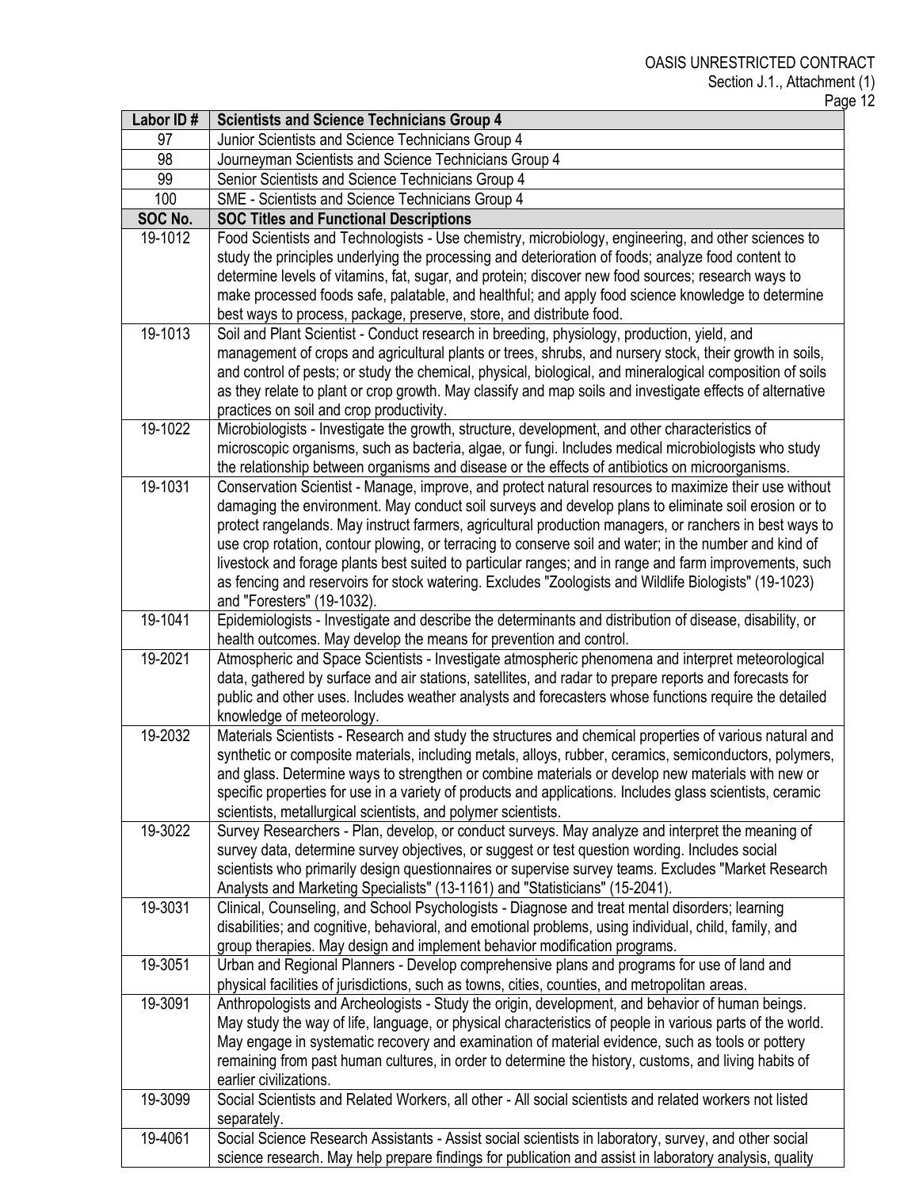| Labor ID # | Scientists and Science Technicians Group 4 |
| --- | --- |
| 97 | Junior Scientists and Science Technicians Group 4 |
| 98 | Journeyman Scientists and Science Technicians Group 4 |
| 99 | Senior Scientists and Science Technicians Group 4 |
| 100 | SME - Scientists and Science Technicians Group 4 |
| **SOC No.** | **SOC Titles and Functional Descriptions** |
| 19-1012 | Food Scientists and Technologists - Use chemistry, microbiology, engineering, and other sciences to study the principles underlying the processing and deterioration of foods; analyze food content to determine levels of vitamins, fat, sugar, and protein; discover new food sources; research ways to make processed foods safe, palatable, and healthful; and apply food science knowledge to determine best ways to process, package, preserve, store, and distribute food. |
| 19-1013 | Soil and Plant Scientist - Conduct research in breeding, physiology, production, yield, and management of crops and agricultural plants or trees, shrubs, and nursery stock, their growth in soils, and control of pests; or study the chemical, physical, biological, and mineralogical composition of soils as they relate to plant or crop growth. May classify and map soils and investigate effects of alternative practices on soil and crop productivity. |
| 19-1022 | Microbiologists - Investigate the growth, structure, development, and other characteristics of microscopic organisms, such as bacteria, algae, or fungi. Includes medical microbiologists who study the relationship between organisms and disease or the effects of antibiotics on microorganisms. |
| 19-1031 | Conservation Scientist - Manage, improve, and protect natural resources to maximize their use without damaging the environment. May conduct soil surveys and develop plans to eliminate soil erosion or to protect rangelands. May instruct farmers, agricultural production managers, or ranchers in best ways to use crop rotation, contour plowing, or terracing to conserve soil and water; in the number and kind of livestock and forage plants best suited to particular ranges; and in range and farm improvements, such as fencing and reservoirs for stock watering. Excludes "Zoologists and Wildlife Biologists" (19-1023) and "Foresters" (19-1032). |
| 19-1041 | Epidemiologists - Investigate and describe the determinants and distribution of disease, disability, or health outcomes. May develop the means for prevention and control. |
| 19-2021 | Atmospheric and Space Scientists - Investigate atmospheric phenomena and interpret meteorological data, gathered by surface and air stations, satellites, and radar to prepare reports and forecasts for public and other uses. Includes weather analysts and forecasters whose functions require the detailed knowledge of meteorology. |
| 19-2032 | Materials Scientists - Research and study the structures and chemical properties of various natural and synthetic or composite materials, including metals, alloys, rubber, ceramics, semiconductors, polymers, and glass. Determine ways to strengthen or combine materials or develop new materials with new or specific properties for use in a variety of products and applications. Includes glass scientists, ceramic scientists, metallurgical scientists, and polymer scientists. |
| 19-3022 | Survey Researchers - Plan, develop, or conduct surveys. May analyze and interpret the meaning of survey data, determine survey objectives, or suggest or test question wording. Includes social scientists who primarily design questionnaires or supervise survey teams. Excludes "Market Research Analysts and Marketing Specialists" (13-1161) and "Statisticians" (15-2041). |
| 19-3031 | Clinical, Counseling, and School Psychologists - Diagnose and treat mental disorders; learning disabilities; and cognitive, behavioral, and emotional problems, using individual, child, family, and group therapies. May design and implement behavior modification programs. |
| 19-3051 | Urban and Regional Planners - Develop comprehensive plans and programs for use of land and physical facilities of jurisdictions, such as towns, cities, counties, and metropolitan areas. |
| 19-3091 | Anthropologists and Archeologists - Study the origin, development, and behavior of human beings. May study the way of life, language, or physical characteristics of people in various parts of the world. May engage in systematic recovery and examination of material evidence, such as tools or pottery remaining from past human cultures, in order to determine the history, customs, and living habits of earlier civilizations. |
| 19-3099 | Social Scientists and Related Workers, all other - All social scientists and related workers not listed separately. |
| 19-4061 | Social Science Research Assistants - Assist social scientists in laboratory, survey, and other social science research. May help prepare findings for publication and assist in laboratory analysis, quality |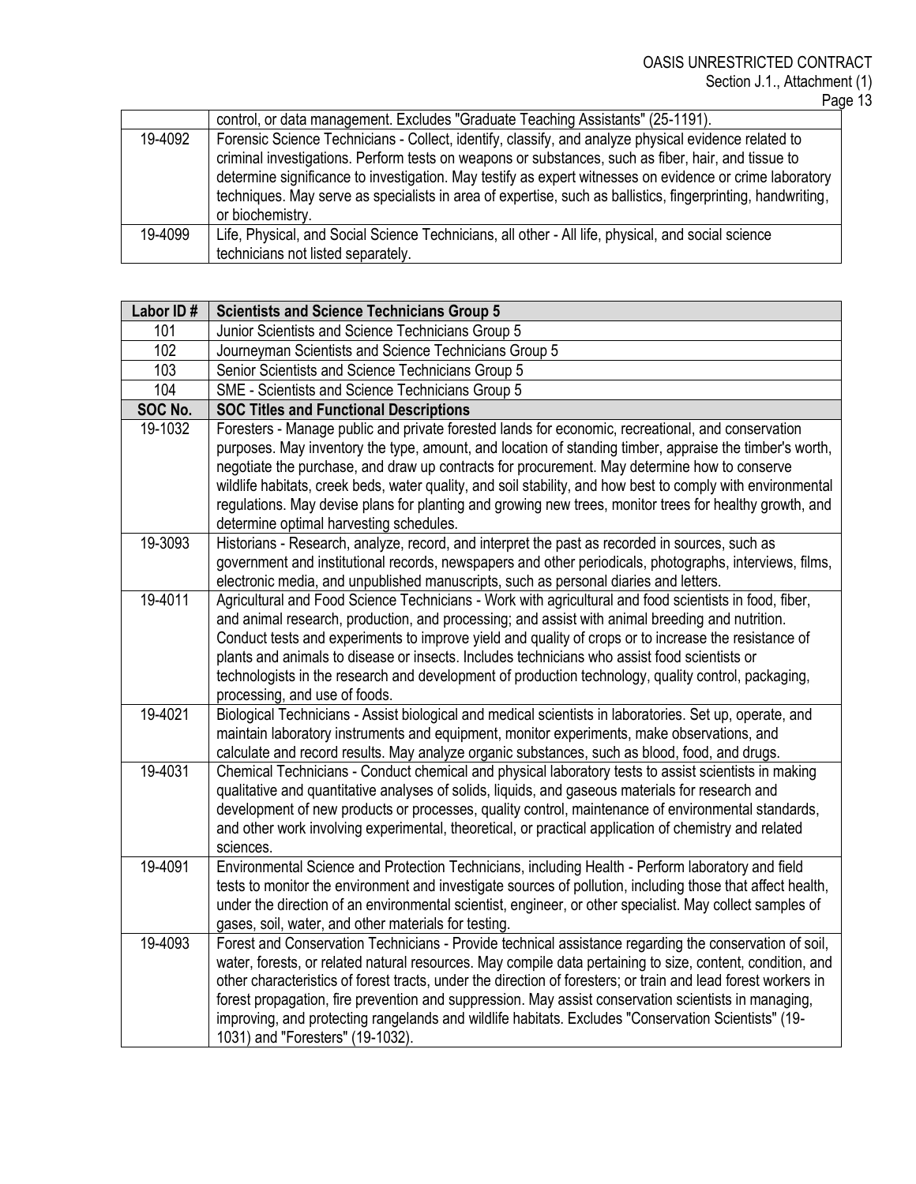| | |
|---|---|
| | control, or data management. Excludes "Graduate Teaching Assistants" (25-1191). |
| 19-4092 | Forensic Science Technicians - Collect, identify, classify, and analyze physical evidence related to criminal investigations. Perform tests on weapons or substances, such as fiber, hair, and tissue to determine significance to investigation. May testify as expert witnesses on evidence or crime laboratory techniques. May serve as specialists in area of expertise, such as ballistics, fingerprinting, handwriting, or biochemistry. |
| 19-4099 | Life, Physical, and Social Science Technicians, all other - All life, physical, and social science technicians not listed separately. |

| Labor ID # | Scientists and Science Technicians Group 5 |
|---|---|
| 101 | Junior Scientists and Science Technicians Group 5 |
| 102 | Journeyman Scientists and Science Technicians Group 5 |
| 103 | Senior Scientists and Science Technicians Group 5 |
| 104 | SME - Scientists and Science Technicians Group 5 |
| **SOC No.** | **SOC Titles and Functional Descriptions** |
| 19-1032 | Foresters - Manage public and private forested lands for economic, recreational, and conservation purposes. May inventory the type, amount, and location of standing timber, appraise the timber's worth, negotiate the purchase, and draw up contracts for procurement. May determine how to conserve wildlife habitats, creek beds, water quality, and soil stability, and how best to comply with environmental regulations. May devise plans for planting and growing new trees, monitor trees for healthy growth, and determine optimal harvesting schedules. |
| 19-3093 | Historians - Research, analyze, record, and interpret the past as recorded in sources, such as government and institutional records, newspapers and other periodicals, photographs, interviews, films, electronic media, and unpublished manuscripts, such as personal diaries and letters. |
| 19-4011 | Agricultural and Food Science Technicians - Work with agricultural and food scientists in food, fiber, and animal research, production, and processing; and assist with animal breeding and nutrition. Conduct tests and experiments to improve yield and quality of crops or to increase the resistance of plants and animals to disease or insects. Includes technicians who assist food scientists or technologists in the research and development of production technology, quality control, packaging, processing, and use of foods. |
| 19-4021 | Biological Technicians - Assist biological and medical scientists in laboratories. Set up, operate, and maintain laboratory instruments and equipment, monitor experiments, make observations, and calculate and record results. May analyze organic substances, such as blood, food, and drugs. |
| 19-4031 | Chemical Technicians - Conduct chemical and physical laboratory tests to assist scientists in making qualitative and quantitative analyses of solids, liquids, and gaseous materials for research and development of new products or processes, quality control, maintenance of environmental standards, and other work involving experimental, theoretical, or practical application of chemistry and related sciences. |
| 19-4091 | Environmental Science and Protection Technicians, including Health - Perform laboratory and field tests to monitor the environment and investigate sources of pollution, including those that affect health, under the direction of an environmental scientist, engineer, or other specialist. May collect samples of gases, soil, water, and other materials for testing. |
| 19-4093 | Forest and Conservation Technicians - Provide technical assistance regarding the conservation of soil, water, forests, or related natural resources. May compile data pertaining to size, content, condition, and other characteristics of forest tracts, under the direction of foresters; or train and lead forest workers in forest propagation, fire prevention and suppression. May assist conservation scientists in managing, improving, and protecting rangelands and wildlife habitats. Excludes "Conservation Scientists" (19-1031) and "Foresters" (19-1032). |